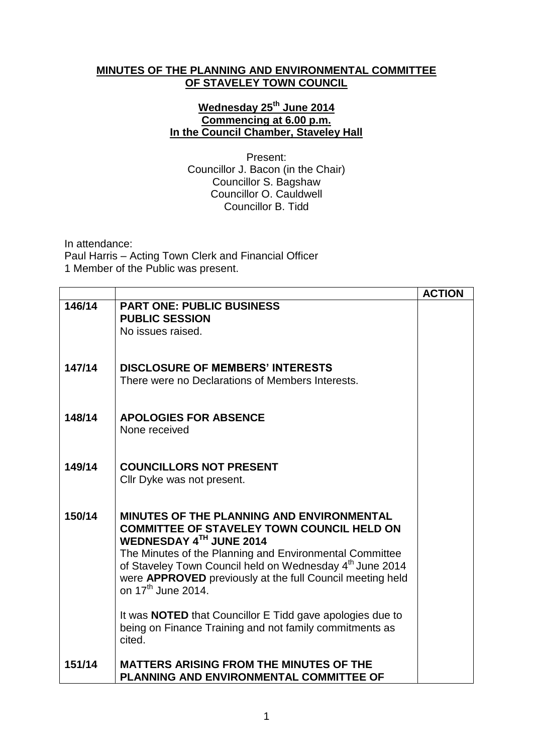**MINUTES OF THE PLANNING AND ENVIRONMENTAL COMMITTEE OF STAVELEY TOWN COUNCIL**

**Wednesday 25th June 2014**
**Commencing at 6.00 p.m.**
**In the Council Chamber, Staveley Hall**

Present:
Councillor J. Bacon (in the Chair)
Councillor S. Bagshaw
Councillor O. Cauldwell
Councillor B. Tidd

In attendance:
Paul Harris – Acting Town Clerk and Financial Officer
1 Member of the Public was present.

| | | ACTION |
|---|---|---|
| 146/14 | **PART ONE: PUBLIC BUSINESS**<br>**PUBLIC SESSION**<br>No issues raised. | |
| 147/14 | **DISCLOSURE OF MEMBERS' INTERESTS**<br>There were no Declarations of Members Interests. | |
| 148/14 | **APOLOGIES FOR ABSENCE**<br>None received | |
| 149/14 | **COUNCILLORS NOT PRESENT**<br>Cllr Dyke was not present. | |
| 150/14 | **MINUTES OF THE PLANNING AND ENVIRONMENTAL COMMITTEE OF STAVELEY TOWN COUNCIL HELD ON WEDNESDAY 4TH JUNE 2014**<br>The Minutes of the Planning and Environmental Committee of Staveley Town Council held on Wednesday 4th June 2014 were **APPROVED** previously at the full Council meeting held on 17th June 2014.<br><br>It was **NOTED** that Councillor E Tidd gave apologies due to being on Finance Training and not family commitments as cited. | |
| 151/14 | **MATTERS ARISING FROM THE MINUTES OF THE PLANNING AND ENVIRONMENTAL COMMITTEE OF** | |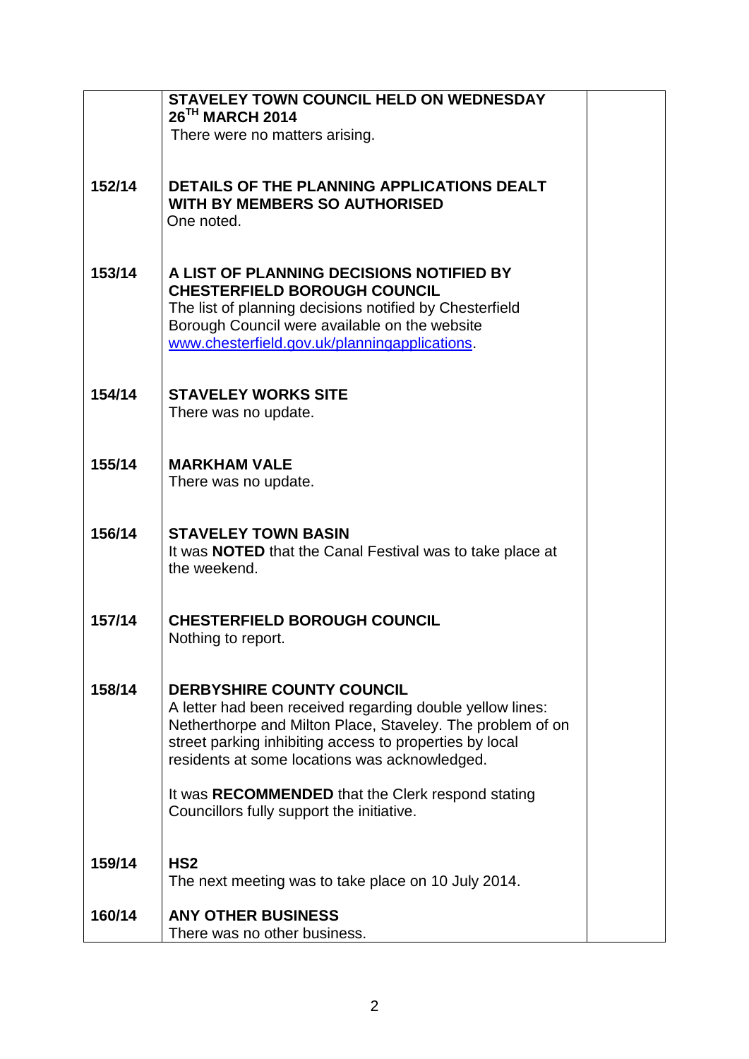| | | |
|---|---|---|
| | **STAVELEY TOWN COUNCIL HELD ON WEDNESDAY 26TH MARCH 2014**<br>There were no matters arising. | |
| **152/14** | **DETAILS OF THE PLANNING APPLICATIONS DEALT WITH BY MEMBERS SO AUTHORISED**<br>One noted. | |
| **153/14** | **A LIST OF PLANNING DECISIONS NOTIFIED BY CHESTERFIELD BOROUGH COUNCIL**<br>The list of planning decisions notified by Chesterfield Borough Council were available on the website www.chesterfield.gov.uk/planningapplications. | |
| **154/14** | **STAVELEY WORKS SITE**<br>There was no update. | |
| **155/14** | **MARKHAM VALE**<br>There was no update. | |
| **156/14** | **STAVELEY TOWN BASIN**<br>It was **NOTED** that the Canal Festival was to take place at the weekend. | |
| **157/14** | **CHESTERFIELD BOROUGH COUNCIL**<br>Nothing to report. | |
| **158/14** | **DERBYSHIRE COUNTY COUNCIL**<br>A letter had been received regarding double yellow lines: Netherthorpe and Milton Place, Staveley. The problem of on street parking inhibiting access to properties by local residents at some locations was acknowledged.<br><br>It was **RECOMMENDED** that the Clerk respond stating Councillors fully support the initiative. | |
| **159/14** | **HS2**<br>The next meeting was to take place on 10 July 2014. | |
| **160/14** | **ANY OTHER BUSINESS**<br>There was no other business. | |